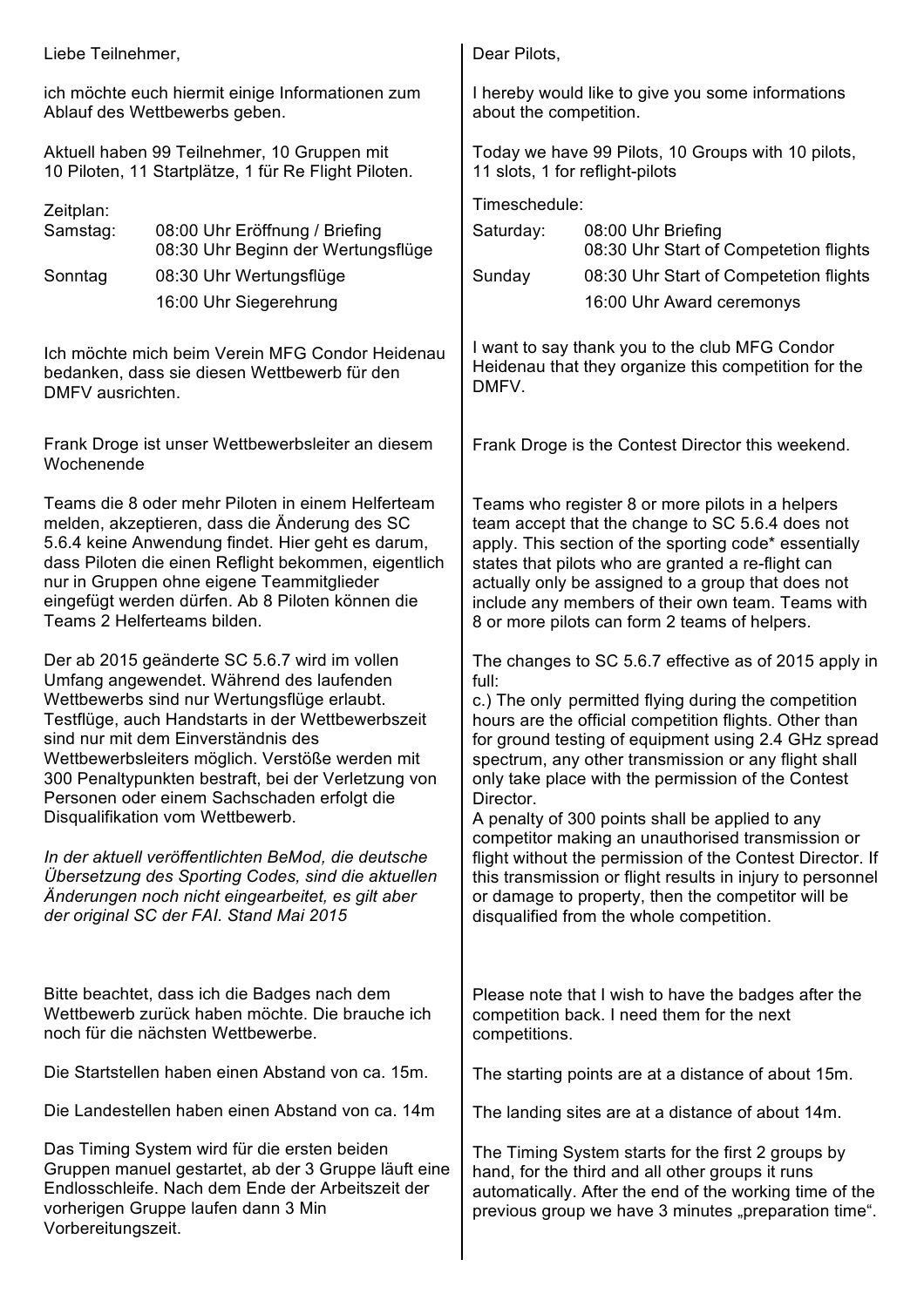Liebe Teilnehmer,

ich möchte euch hiermit einige Informationen zum Ablauf des Wettbewerbs geben.

Aktuell haben 99 Teilnehmer, 10 Gruppen mit 10 Piloten, 11 Startplätze, 1 für Re Flight Piloten.

Zeitplan:

| | |
|---|---|
| Samstag: | 08:00 Uhr Eröffnung / Briefing<br>08:30 Uhr Beginn der Wertungsflüge |
| Sonntag | 08:30 Uhr Wertungsflüge<br>16:00 Uhr Siegerehrung |

Ich möchte mich beim Verein MFG Condor Heidenau bedanken, dass sie diesen Wettbewerb für den DMFV ausrichten.

Frank Droge ist unser Wettbewerbsleiter an diesem Wochenende

Teams die 8 oder mehr Piloten in einem Helferteam melden, akzeptieren, dass die Änderung des SC 5.6.4 keine Anwendung findet. Hier geht es darum, dass Piloten die einen Reflight bekommen, eigentlich nur in Gruppen ohne eigene Teammitglieder eingefügt werden dürfen. Ab 8 Piloten können die Teams 2 Helferteams bilden.

Der ab 2015 geänderte SC 5.6.7 wird im vollen Umfang angewendet. Während des laufenden Wettbewerbs sind nur Wertungsflüge erlaubt. Testflüge, auch Handstarts in der Wettbewerbszeit sind nur mit dem Einverständnis des Wettbewerbsleiters möglich. Verstöße werden mit 300 Penaltypunkten bestraft, bei der Verletzung von Personen oder einem Sachschaden erfolgt die Disqualifikation vom Wettbewerb.

*In der aktuell veröffentlichten BeMod, die deutsche Übersetzung des Sporting Codes, sind die aktuellen Änderungen noch nicht eingearbeitet, es gilt aber der original SC der FAI. Stand Mai 2015*

Bitte beachtet, dass ich die Badges nach dem Wettbewerb zurück haben möchte. Die brauche ich noch für die nächsten Wettbewerbe.

Die Startstellen haben einen Abstand von ca. 15m.

Die Landestellen haben einen Abstand von ca. 14m

Das Timing System wird für die ersten beiden Gruppen manuel gestartet, ab der 3 Gruppe läuft eine Endlosschleife. Nach dem Ende der Arbeitszeit der vorherigen Gruppe laufen dann 3 Min Vorbereitungszeit.

---

Dear Pilots,

I hereby would like to give you some informations about the competition.

Today we have 99 Pilots, 10 Groups with 10 pilots, 11 slots, 1 for reflight-pilots

Timeschedule:

| | |
|---|---|
| Saturday: | 08:00 Uhr Briefing<br>08:30 Uhr Start of Competetion flights |
| Sunday | 08:30 Uhr Start of Competetion flights<br>16:00 Uhr Award ceremonys |

I want to say thank you to the club MFG Condor Heidenau that they organize this competition for the DMFV.

Frank Droge is the Contest Director this weekend.

Teams who register 8 or more pilots in a helpers team accept that the change to SC 5.6.4 does not apply. This section of the sporting code* essentially states that pilots who are granted a re-flight can actually only be assigned to a group that does not include any members of their own team. Teams with 8 or more pilots can form 2 teams of helpers.

The changes to SC 5.6.7 effective as of 2015 apply in full:
c.) The only permitted flying during the competition hours are the official competition flights. Other than for ground testing of equipment using 2.4 GHz spread spectrum, any other transmission or any flight shall only take place with the permission of the Contest Director.
A penalty of 300 points shall be applied to any competitor making an unauthorised transmission or flight without the permission of the Contest Director. If this transmission or flight results in injury to personnel or damage to property, then the competitor will be disqualified from the whole competition.

Please note that I wish to have the badges after the competition back. I need them for the next competitions.

The starting points are at a distance of about 15m.

The landing sites are at a distance of about 14m.

The Timing System starts for the first 2 groups by hand, for the third and all other groups it runs automatically. After the end of the working time of the previous group we have 3 minutes „preparation time".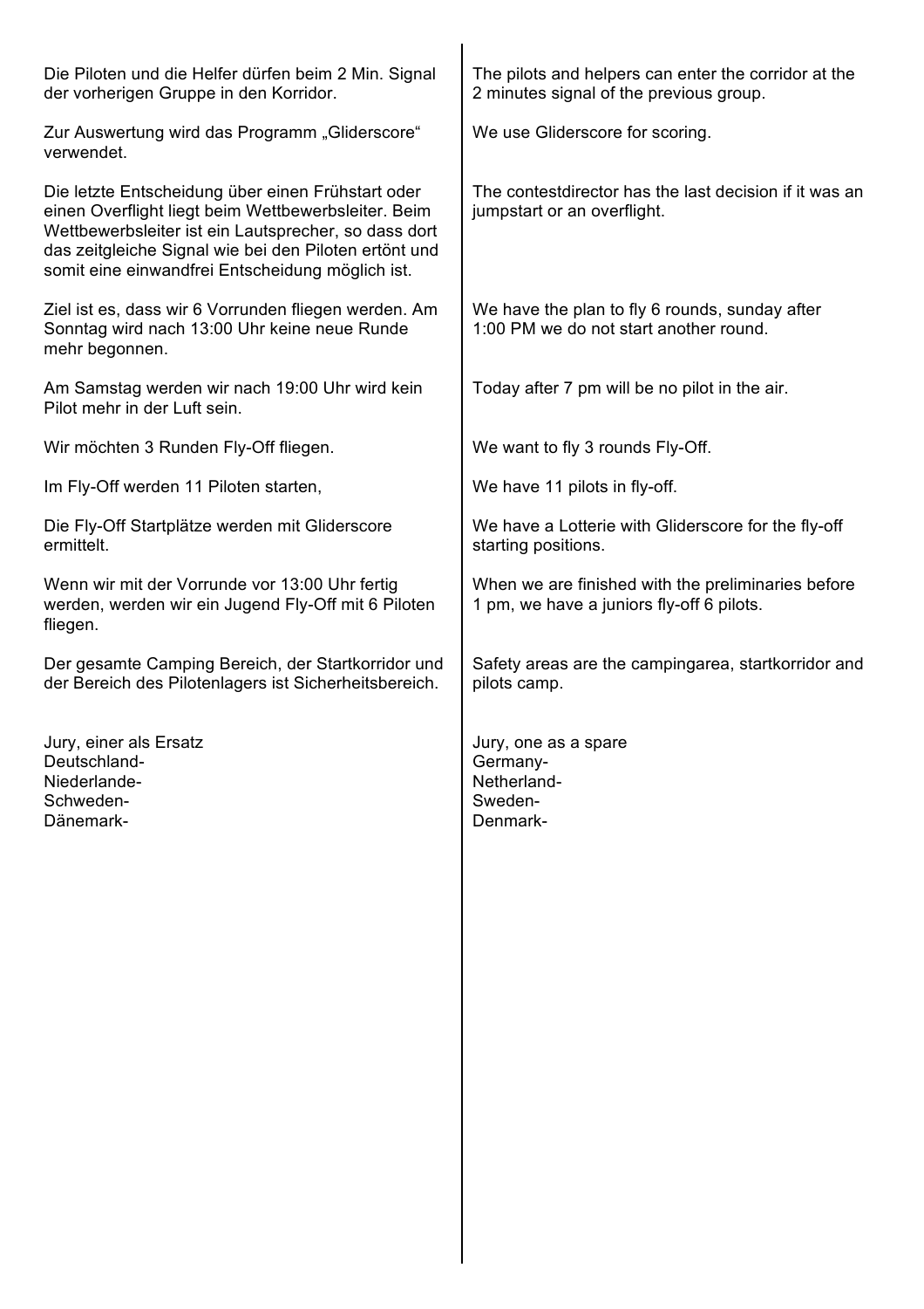Die Piloten und die Helfer dürfen beim 2 Min. Signal der vorherigen Gruppe in den Korridor.

The pilots and helpers can enter the corridor at the 2 minutes signal of the previous group.

Zur Auswertung wird das Programm „Gliderscore“ verwendet.

We use Gliderscore for scoring.

Die letzte Entscheidung über einen Frühstart oder einen Overflight liegt beim Wettbewerbsleiter. Beim Wettbewerbsleiter ist ein Lautsprecher, so dass dort das zeitgleiche Signal wie bei den Piloten ertönt und somit eine einwandfrei Entscheidung möglich ist.

The contestdirector has the last decision if it was an jumpstart or an overflight.

Ziel ist es, dass wir 6 Vorrunden fliegen werden. Am Sonntag wird nach 13:00 Uhr keine neue Runde mehr begonnen.

We have the plan to fly 6 rounds, sunday after 1:00 PM we do not start another round.

Am Samstag werden wir nach 19:00 Uhr wird kein Pilot mehr in der Luft sein.

Today after 7 pm will be no pilot in the air.

Wir möchten 3 Runden Fly-Off fliegen.

We want to fly 3 rounds Fly-Off.

Im Fly-Off werden 11 Piloten starten,

We have 11 pilots in fly-off.

Die Fly-Off Startplätze werden mit Gliderscore ermittelt.

We have a Lotterie with Gliderscore for the fly-off starting positions.

Wenn wir mit der Vorrunde vor 13:00 Uhr fertig werden, werden wir ein Jugend Fly-Off mit 6 Piloten fliegen.

When we are finished with the preliminaries before 1 pm, we have a juniors fly-off 6 pilots.

Der gesamte Camping Bereich, der Startkorridor und der Bereich des Pilotenlagers ist Sicherheitsbereich.

Safety areas are the campingarea, startkorridor and pilots camp.

Jury, einer als Ersatz
Deutschland-
Niederlande-
Schweden-
Dänemark-

Jury, one as a spare
Germany-
Netherland-
Sweden-
Denmark-